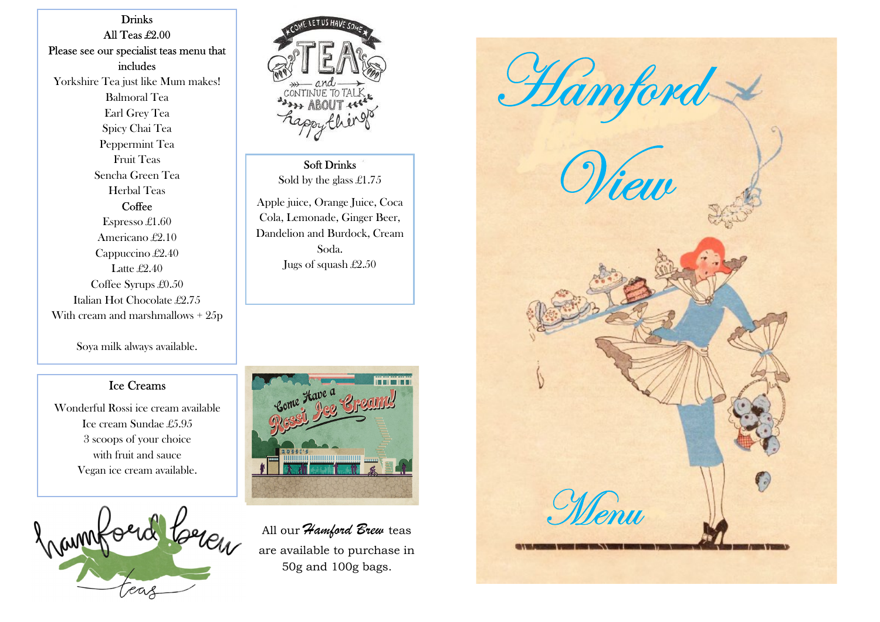## Drinks

**All Teas £2.00**

Please see our specialist teas menu that includes

- Yorkshire Tea just like Mum makes!
- Balmoral Tea
- Earl Grey Tea
- Spicy Chai Tea
- Peppermint Tea
- Fruit Teas
- Sencha Green Tea
- Herbal Teas

## Coffee

- Espresso £1.60
- Americano £2.10
- Cappuccino £2.40
- Latte £2.40
- Coffee Syrups £0.50
- Italian Hot Chocolate £2.75
- With cream and marshmallows + 25p

Soya milk always available.

## Ice Creams

Wonderful Rossi ice cream available

Ice cream Sundae £5.95
3 scoops of your choice
with fruit and sauce

Vegan ice cream available.

COME LET US HAVE SOME TEA and CONTINUE TO TALK ABOUT happy things

## Soft Drinks

Sold by the glass £1.75

Apple juice, Orange Juice, Coca Cola, Lemonade, Ginger Beer, Dandelion and Burdock, Cream Soda.

Jugs of squash £2.50

Come Have a Rossi Ice Cream!

hamford brew teas

All our ***Hamford Brew*** teas are available to purchase in 50g and 100g bags.

# Hamford View

# Menu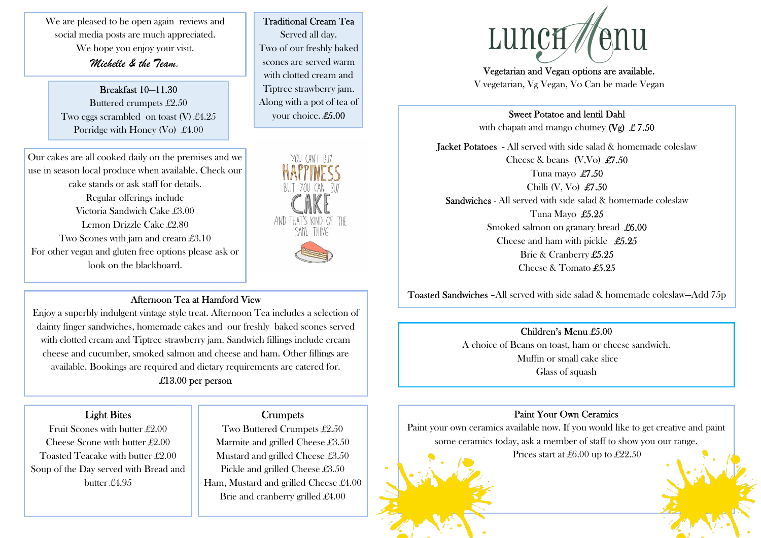We are pleased to be open again reviews and social media posts are much appreciated. We hope you enjoy your visit.

*Michelle & the Team.*

## Breakfast 10—11.30

Buttered crumpets £2.50

Two eggs scrambled on toast (V) £4.25

Porridge with Honey (Vo) £4.00

## Traditional Cream Tea

Served all day.

Two of our freshly baked scones are served warm with clotted cream and Tiptree strawberry jam. Along with a pot of tea of your choice. **£5.00**

Our cakes are all cooked daily on the premises and we use in season local produce when available. Check our cake stands or ask staff for details.

Regular offerings include

Victoria Sandwich Cake £3.00

Lemon Drizzle Cake £2.80

Two Scones with jam and cream £3.10

For other vegan and gluten free options please ask or look on the blackboard.

YOU CAN'T BUY HAPPINESS BUT YOU CAN BUY CAKE AND THAT'S KIND OF THE SAME THING

## Afternoon Tea at Hamford View

Enjoy a superbly indulgent vintage style treat. Afternoon Tea includes a selection of dainty finger sandwiches, homemade cakes and our freshly baked scones served with clotted cream and Tiptree strawberry jam. Sandwich fillings include cream cheese and cucumber, smoked salmon and cheese and ham. Other fillings are available. Bookings are required and dietary requirements are catered for.

£13.00 per person

## Light Bites

Fruit Scones with butter £2.00

Cheese Scone with butter £2.00

Toasted Teacake with butter £2.00

Soup of the Day served with Bread and butter £4.95

## Crumpets

Two Buttered Crumpets £2.50

Marmite and grilled Cheese £3.50

Mustard and grilled Cheese £3.50

Pickle and grilled Cheese £3.50

Ham, Mustard and grilled Cheese £4.00

Brie and cranberry grilled £4.00

# Lunch Menu

**Vegetarian and Vegan options are available.**

V vegetarian, Vg Vegan, Vo Can be made Vegan

**Sweet Potatoe and lentil Dahl**

with chapati and mango chutney **(Vg)** £ 7.50

**Jacket Potatoes** - All served with side salad & homemade coleslaw

Cheese & beans (V,Vo) **£7.50**

Tuna mayo **£7.50**

Chilli (V, Vo) **£7.50**

**Sandwiches** - All served with side salad & homemade coleslaw

Tuna Mayo ***£5.25***

Smoked salmon on granary bread **£6.00**

Cheese and ham with pickle ***£5.25***

Brie & Cranberry ***£5.25***

Cheese & Tomato ***£5.25***

**Toasted Sandwiches** –All served with side salad & homemade coleslaw—Add 75p

## Children's Menu £5.00

A choice of Beans on toast, ham or cheese sandwich.

Muffin or small cake slice

Glass of squash

## Paint Your Own Ceramics

Paint your own ceramics available now. If you would like to get creative and paint some ceramics today, ask a member of staff to show you our range.

Prices start at £6.00 up to £22.50